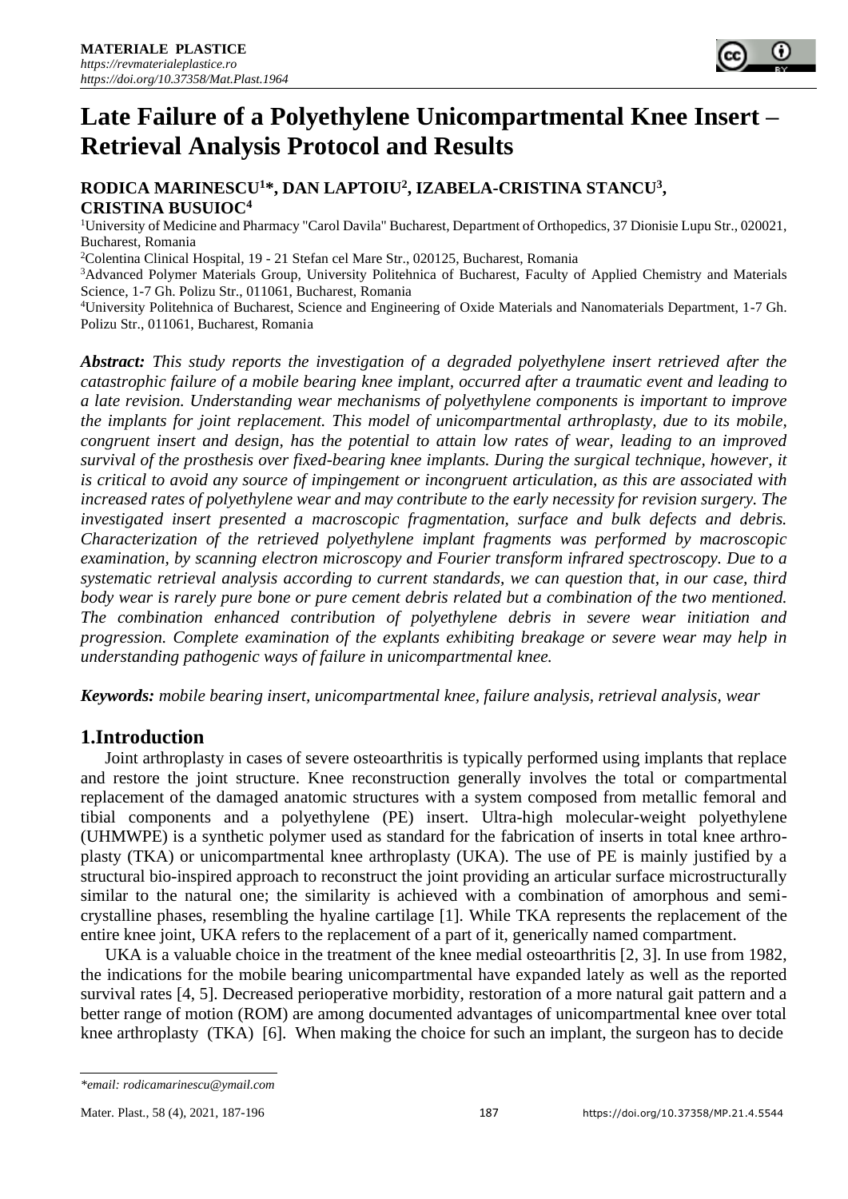# Late Failure of a Polyethylene Unicompartmental Knee Insert – Retrieval Analysis Protocol and Results

**RODICA MARINESCU[1]*, DAN LAPTOIU[2], IZABELA-CRISTINA STANCU[3], CRISTINA BUSUIOC[4]**

[1]University of Medicine and Pharmacy "Carol Davila" Bucharest, Department of Orthopedics, 37 Dionisie Lupu Str., 020021, Bucharest, Romania

[2]Colentina Clinical Hospital, 19 - 21 Stefan cel Mare Str., 020125, Bucharest, Romania

[3]Advanced Polymer Materials Group, University Politehnica of Bucharest, Faculty of Applied Chemistry and Materials Science, 1-7 Gh. Polizu Str., 011061, Bucharest, Romania

[4]University Politehnica of Bucharest, Science and Engineering of Oxide Materials and Nanomaterials Department, 1-7 Gh. Polizu Str., 011061, Bucharest, Romania

***Abstract:*** *This study reports the investigation of a degraded polyethylene insert retrieved after the catastrophic failure of a mobile bearing knee implant, occurred after a traumatic event and leading to a late revision. Understanding wear mechanisms of polyethylene components is important to improve the implants for joint replacement. This model of unicompartmental arthroplasty, due to its mobile, congruent insert and design, has the potential to attain low rates of wear, leading to an improved survival of the prosthesis over fixed-bearing knee implants. During the surgical technique, however, it is critical to avoid any source of impingement or incongruent articulation, as this are associated with increased rates of polyethylene wear and may contribute to the early necessity for revision surgery. The investigated insert presented a macroscopic fragmentation, surface and bulk defects and debris. Characterization of the retrieved polyethylene implant fragments was performed by macroscopic examination, by scanning electron microscopy and Fourier transform infrared spectroscopy. Due to a systematic retrieval analysis according to current standards, we can question that, in our case, third body wear is rarely pure bone or pure cement debris related but a combination of the two mentioned. The combination enhanced contribution of polyethylene debris in severe wear initiation and progression. Complete examination of the explants exhibiting breakage or severe wear may help in understanding pathogenic ways of failure in unicompartmental knee.*

***Keywords:*** *mobile bearing insert, unicompartmental knee, failure analysis, retrieval analysis, wear*

## 1.Introduction

Joint arthroplasty in cases of severe osteoarthritis is typically performed using implants that replace and restore the joint structure. Knee reconstruction generally involves the total or compartmental replacement of the damaged anatomic structures with a system composed from metallic femoral and tibial components and a polyethylene (PE) insert. Ultra-high molecular-weight polyethylene (UHMWPE) is a synthetic polymer used as standard for the fabrication of inserts in total knee arthroplasty (TKA) or unicompartmental knee arthroplasty (UKA). The use of PE is mainly justified by a structural bio-inspired approach to reconstruct the joint providing an articular surface microstructurally similar to the natural one; the similarity is achieved with a combination of amorphous and semi-crystalline phases, resembling the hyaline cartilage [1]. While TKA represents the replacement of the entire knee joint, UKA refers to the replacement of a part of it, generically named compartment.

UKA is a valuable choice in the treatment of the knee medial osteoarthritis [2, 3]. In use from 1982, the indications for the mobile bearing unicompartmental have expanded lately as well as the reported survival rates [4, 5]. Decreased perioperative morbidity, restoration of a more natural gait pattern and a better range of motion (ROM) are among documented advantages of unicompartmental knee over total knee arthroplasty (TKA) [6]. When making the choice for such an implant, the surgeon has to decide

*email: rodicamarinescu@ymail.com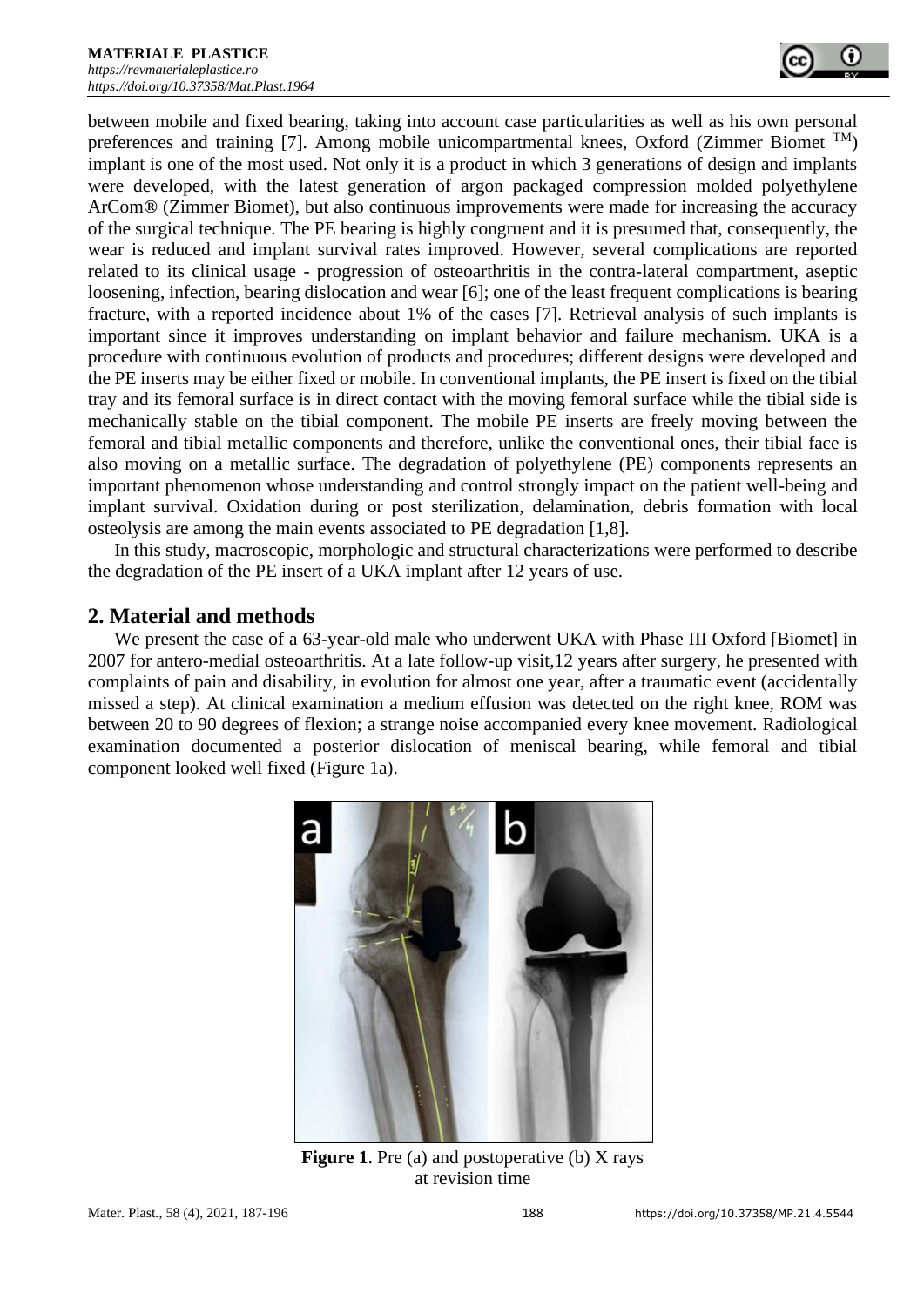between mobile and fixed bearing, taking into account case particularities as well as his own personal preferences and training [7]. Among mobile unicompartmental knees, Oxford (Zimmer Biomet [TM]) implant is one of the most used. Not only it is a product in which 3 generations of design and implants were developed, with the latest generation of argon packaged compression molded polyethylene ArCom**®** (Zimmer Biomet), but also continuous improvements were made for increasing the accuracy of the surgical technique. The PE bearing is highly congruent and it is presumed that, consequently, the wear is reduced and implant survival rates improved. However, several complications are reported related to its clinical usage - progression of osteoarthritis in the contra-lateral compartment, aseptic loosening, infection, bearing dislocation and wear [6]; one of the least frequent complications is bearing fracture, with a reported incidence about 1% of the cases [7]. Retrieval analysis of such implants is important since it improves understanding on implant behavior and failure mechanism. UKA is a procedure with continuous evolution of products and procedures; different designs were developed and the PE inserts may be either fixed or mobile. In conventional implants, the PE insert is fixed on the tibial tray and its femoral surface is in direct contact with the moving femoral surface while the tibial side is mechanically stable on the tibial component. The mobile PE inserts are freely moving between the femoral and tibial metallic components and therefore, unlike the conventional ones, their tibial face is also moving on a metallic surface. The degradation of polyethylene (PE) components represents an important phenomenon whose understanding and control strongly impact on the patient well-being and implant survival. Oxidation during or post sterilization, delamination, debris formation with local osteolysis are among the main events associated to PE degradation [1,8].

In this study, macroscopic, morphologic and structural characterizations were performed to describe the degradation of the PE insert of a UKA implant after 12 years of use.

## 2. Material and methods

We present the case of a 63-year-old male who underwent UKA with Phase III Oxford [Biomet] in 2007 for antero-medial osteoarthritis. At a late follow-up visit,12 years after surgery, he presented with complaints of pain and disability, in evolution for almost one year, after a traumatic event (accidentally missed a step). At clinical examination a medium effusion was detected on the right knee, ROM was between 20 to 90 degrees of flexion; a strange noise accompanied every knee movement. Radiological examination documented a posterior dislocation of meniscal bearing, while femoral and tibial component looked well fixed (Figure 1a).

**Figure 1**. Pre (a) and postoperative (b) X rays at revision time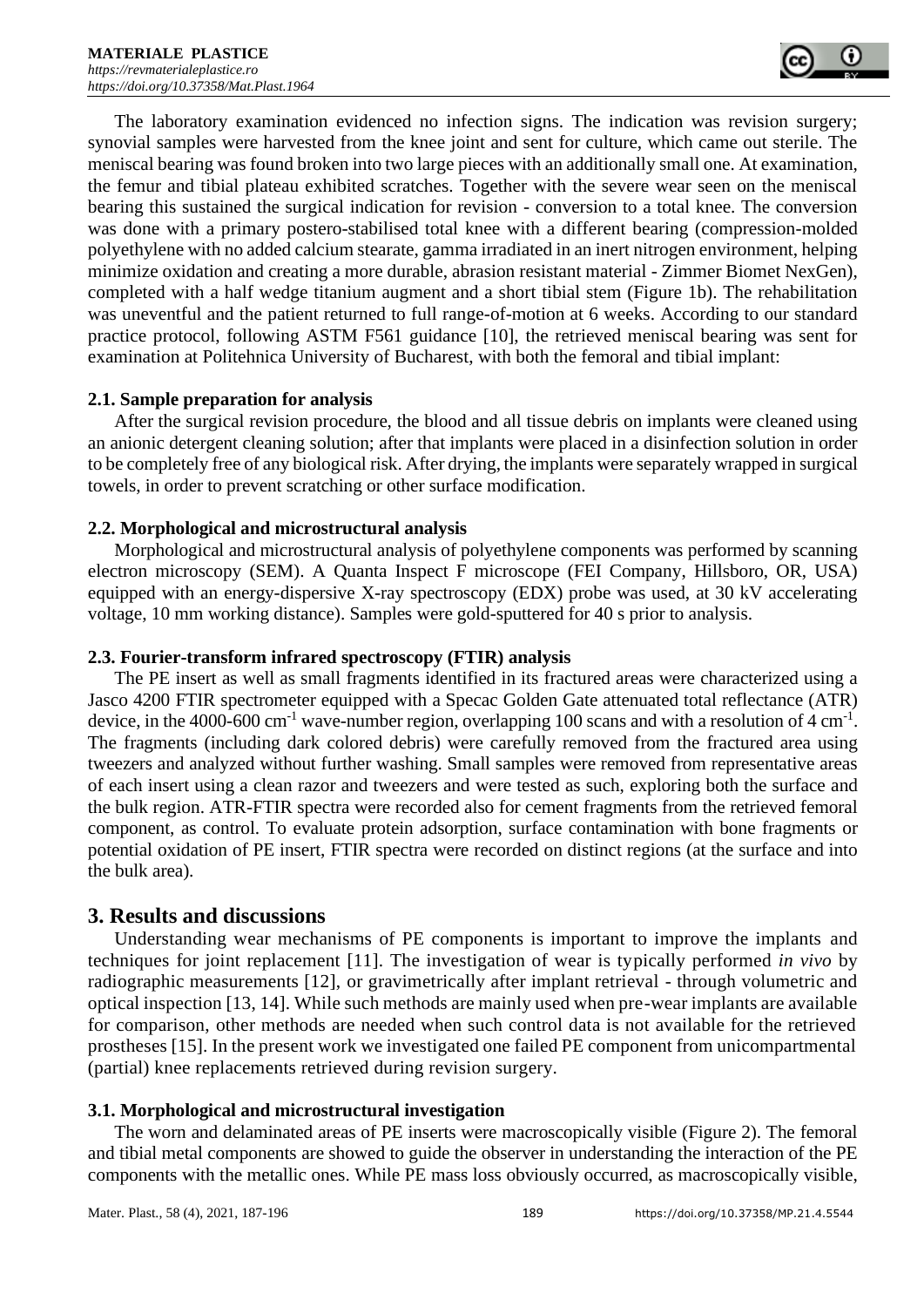The laboratory examination evidenced no infection signs. The indication was revision surgery; synovial samples were harvested from the knee joint and sent for culture, which came out sterile. The meniscal bearing was found broken into two large pieces with an additionally small one. At examination, the femur and tibial plateau exhibited scratches. Together with the severe wear seen on the meniscal bearing this sustained the surgical indication for revision - conversion to a total knee. The conversion was done with a primary postero-stabilised total knee with a different bearing (compression-molded polyethylene with no added calcium stearate, gamma irradiated in an inert nitrogen environment, helping minimize oxidation and creating a more durable, abrasion resistant material - Zimmer Biomet NexGen), completed with a half wedge titanium augment and a short tibial stem (Figure 1b). The rehabilitation was uneventful and the patient returned to full range-of-motion at 6 weeks. According to our standard practice protocol, following ASTM F561 guidance [10], the retrieved meniscal bearing was sent for examination at Politehnica University of Bucharest, with both the femoral and tibial implant:

### 2.1. Sample preparation for analysis

After the surgical revision procedure, the blood and all tissue debris on implants were cleaned using an anionic detergent cleaning solution; after that implants were placed in a disinfection solution in order to be completely free of any biological risk. After drying, the implants were separately wrapped in surgical towels, in order to prevent scratching or other surface modification.

### 2.2. Morphological and microstructural analysis

Morphological and microstructural analysis of polyethylene components was performed by scanning electron microscopy (SEM). A Quanta Inspect F microscope (FEI Company, Hillsboro, OR, USA) equipped with an energy-dispersive X-ray spectroscopy (EDX) probe was used, at 30 kV accelerating voltage, 10 mm working distance). Samples were gold-sputtered for 40 s prior to analysis.

### 2.3. Fourier-transform infrared spectroscopy (FTIR) analysis

The PE insert as well as small fragments identified in its fractured areas were characterized using a Jasco 4200 FTIR spectrometer equipped with a Specac Golden Gate attenuated total reflectance (ATR) device, in the 4000-600 $cm^{-1}$ wave-number region, overlapping 100 scans and with a resolution of 4 $cm^{-1}$. The fragments (including dark colored debris) were carefully removed from the fractured area using tweezers and analyzed without further washing. Small samples were removed from representative areas of each insert using a clean razor and tweezers and were tested as such, exploring both the surface and the bulk region. ATR-FTIR spectra were recorded also for cement fragments from the retrieved femoral component, as control. To evaluate protein adsorption, surface contamination with bone fragments or potential oxidation of PE insert, FTIR spectra were recorded on distinct regions (at the surface and into the bulk area).

## 3. Results and discussions

Understanding wear mechanisms of PE components is important to improve the implants and techniques for joint replacement [11]. The investigation of wear is typically performed *in vivo* by radiographic measurements [12], or gravimetrically after implant retrieval - through volumetric and optical inspection [13, 14]. While such methods are mainly used when pre-wear implants are available for comparison, other methods are needed when such control data is not available for the retrieved prostheses [15]. In the present work we investigated one failed PE component from unicompartmental (partial) knee replacements retrieved during revision surgery.

### 3.1. Morphological and microstructural investigation

The worn and delaminated areas of PE inserts were macroscopically visible (Figure 2). The femoral and tibial metal components are showed to guide the observer in understanding the interaction of the PE components with the metallic ones. While PE mass loss obviously occurred, as macroscopically visible,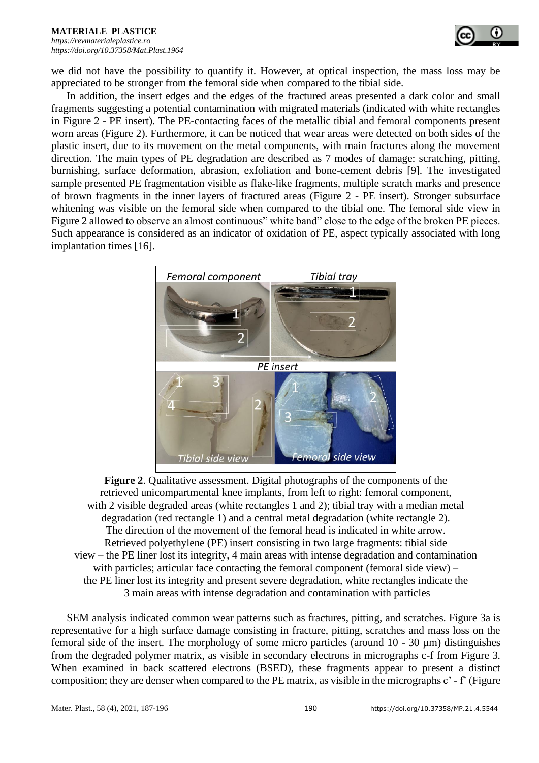we did not have the possibility to quantify it. However, at optical inspection, the mass loss may be appreciated to be stronger from the femoral side when compared to the tibial side.

In addition, the insert edges and the edges of the fractured areas presented a dark color and small fragments suggesting a potential contamination with migrated materials (indicated with white rectangles in Figure 2 - PE insert). The PE-contacting faces of the metallic tibial and femoral components present worn areas (Figure 2). Furthermore, it can be noticed that wear areas were detected on both sides of the plastic insert, due to its movement on the metal components, with main fractures along the movement direction. The main types of PE degradation are described as 7 modes of damage: scratching, pitting, burnishing, surface deformation, abrasion, exfoliation and bone-cement debris [9]. The investigated sample presented PE fragmentation visible as flake-like fragments, multiple scratch marks and presence of brown fragments in the inner layers of fractured areas (Figure 2 - PE insert). Stronger subsurface whitening was visible on the femoral side when compared to the tibial one. The femoral side view in Figure 2 allowed to observe an almost continuous" white band" close to the edge of the broken PE pieces. Such appearance is considered as an indicator of oxidation of PE, aspect typically associated with long implantation times [16].

**Figure 2**. Qualitative assessment. Digital photographs of the components of the retrieved unicompartmental knee implants, from left to right: femoral component, with 2 visible degraded areas (white rectangles 1 and 2); tibial tray with a median metal degradation (red rectangle 1) and a central metal degradation (white rectangle 2). The direction of the movement of the femoral head is indicated in white arrow. Retrieved polyethylene (PE) insert consisting in two large fragments: tibial side view – the PE liner lost its integrity, 4 main areas with intense degradation and contamination with particles; articular face contacting the femoral component (femoral side view) – the PE liner lost its integrity and present severe degradation, white rectangles indicate the 3 main areas with intense degradation and contamination with particles

SEM analysis indicated common wear patterns such as fractures, pitting, and scratches. Figure 3a is representative for a high surface damage consisting in fracture, pitting, scratches and mass loss on the femoral side of the insert. The morphology of some micro particles (around 10 - 30 µm) distinguishes from the degraded polymer matrix, as visible in secondary electrons in micrographs c-f from Figure 3. When examined in back scattered electrons (BSED), these fragments appear to present a distinct composition; they are denser when compared to the PE matrix, as visible in the micrographs c' - f' (Figure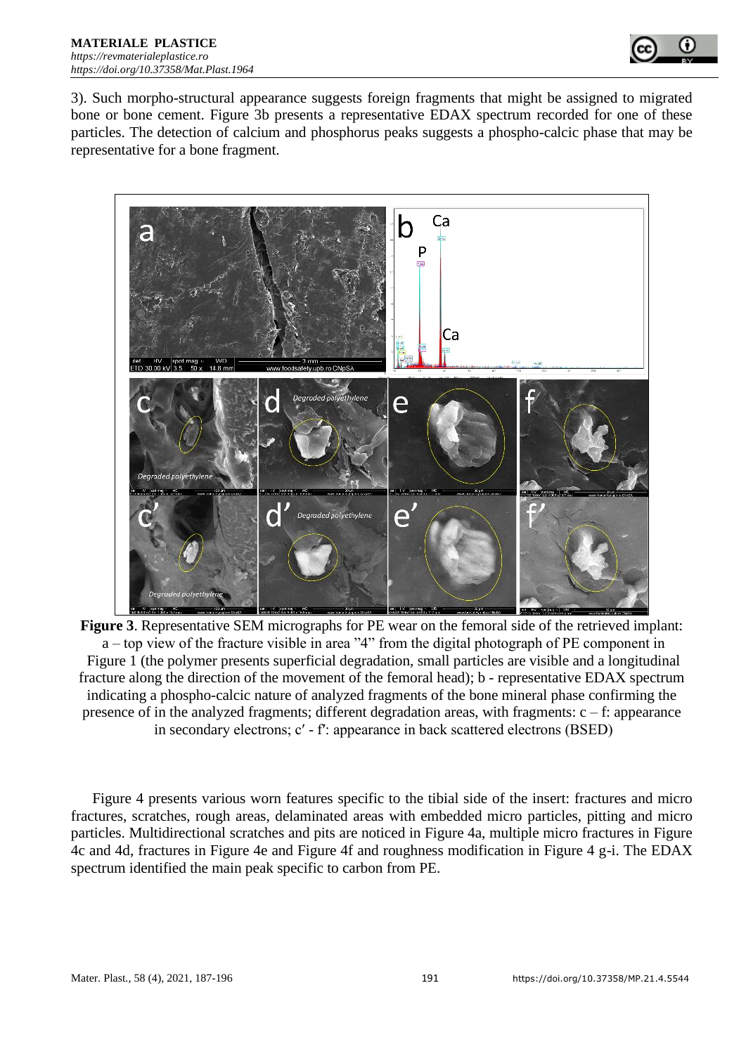3). Such morpho-structural appearance suggests foreign fragments that might be assigned to migrated bone or bone cement. Figure 3b presents a representative EDAX spectrum recorded for one of these particles. The detection of calcium and phosphorus peaks suggests a phospho-calcic phase that may be representative for a bone fragment.

**Figure 3**. Representative SEM micrographs for PE wear on the femoral side of the retrieved implant: a – top view of the fracture visible in area "4" from the digital photograph of PE component in Figure 1 (the polymer presents superficial degradation, small particles are visible and a longitudinal fracture along the direction of the movement of the femoral head); b - representative EDAX spectrum indicating a phospho-calcic nature of analyzed fragments of the bone mineral phase confirming the presence of in the analyzed fragments; different degradation areas, with fragments: c – f: appearance in secondary electrons; c′ - f′: appearance in back scattered electrons (BSED)

Figure 4 presents various worn features specific to the tibial side of the insert: fractures and micro fractures, scratches, rough areas, delaminated areas with embedded micro particles, pitting and micro particles. Multidirectional scratches and pits are noticed in Figure 4a, multiple micro fractures in Figure 4c and 4d, fractures in Figure 4e and Figure 4f and roughness modification in Figure 4 g-i. The EDAX spectrum identified the main peak specific to carbon from PE.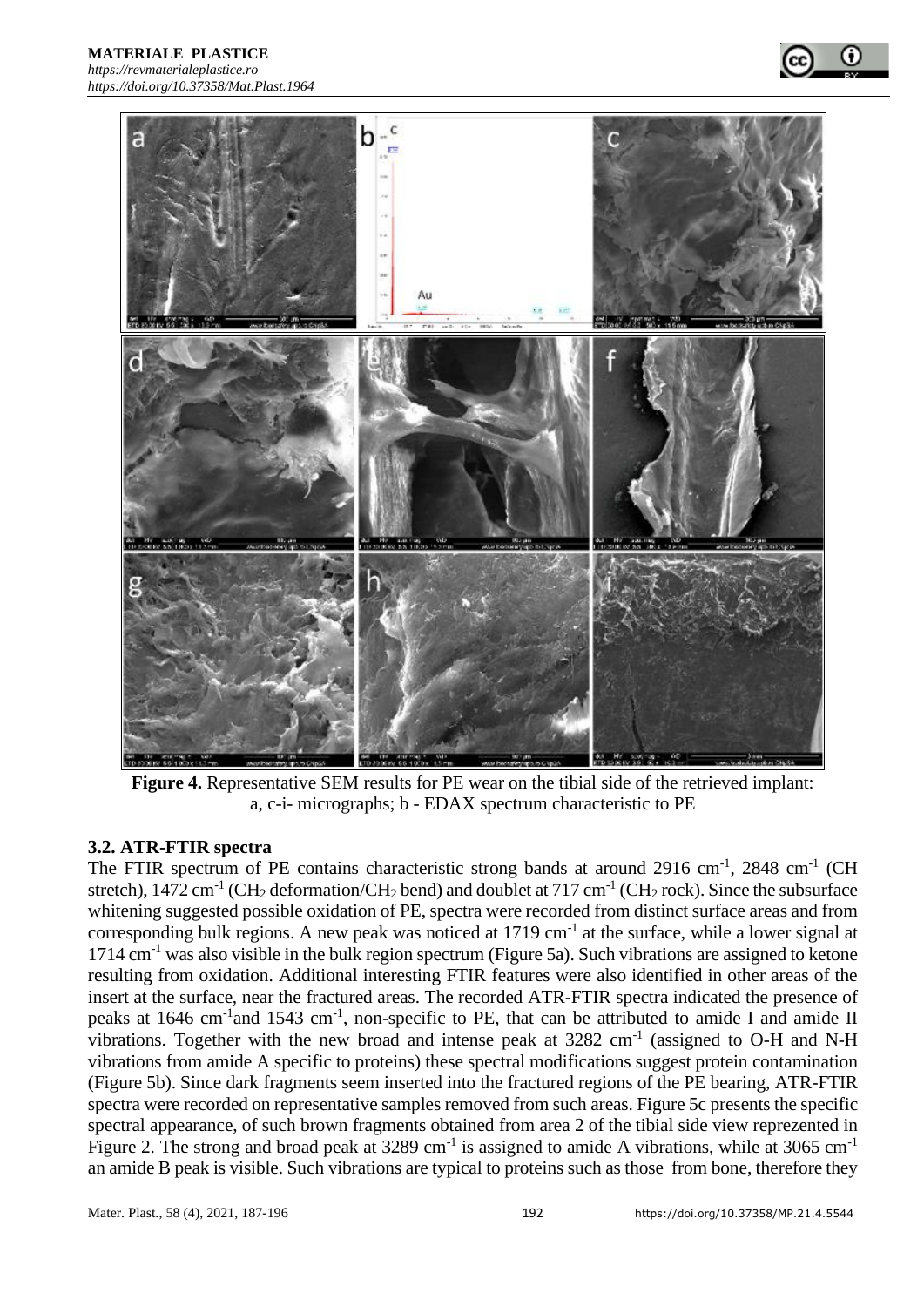**Figure 4.** Representative SEM results for PE wear on the tibial side of the retrieved implant: a, c-i- micrographs; b - EDAX spectrum characteristic to PE

### 3.2. ATR-FTIR spectra

The FTIR spectrum of PE contains characteristic strong bands at around 2916 $cm^{-1}$, 2848 $cm^{-1}$ (CH stretch), 1472 $cm^{-1}$ ($CH_2$ deformation/$CH_2$ bend) and doublet at 717 $cm^{-1}$ ($CH_2$ rock). Since the subsurface whitening suggested possible oxidation of PE, spectra were recorded from distinct surface areas and from corresponding bulk regions. A new peak was noticed at 1719 $cm^{-1}$ at the surface, while a lower signal at 1714 $cm^{-1}$ was also visible in the bulk region spectrum (Figure 5a). Such vibrations are assigned to ketone resulting from oxidation. Additional interesting FTIR features were also identified in other areas of the insert at the surface, near the fractured areas. The recorded ATR-FTIR spectra indicated the presence of peaks at 1646 $cm^{-1}$and 1543 $cm^{-1}$, non-specific to PE, that can be attributed to amide I and amide II vibrations. Together with the new broad and intense peak at 3282 $cm^{-1}$ (assigned to O-H and N-H vibrations from amide A specific to proteins) these spectral modifications suggest protein contamination (Figure 5b). Since dark fragments seem inserted into the fractured regions of the PE bearing, ATR-FTIR spectra were recorded on representative samples removed from such areas. Figure 5c presents the specific spectral appearance, of such brown fragments obtained from area 2 of the tibial side view reprezented in Figure 2. The strong and broad peak at 3289 $cm^{-1}$ is assigned to amide A vibrations, while at 3065 $cm^{-1}$ an amide B peak is visible. Such vibrations are typical to proteins such as those from bone, therefore they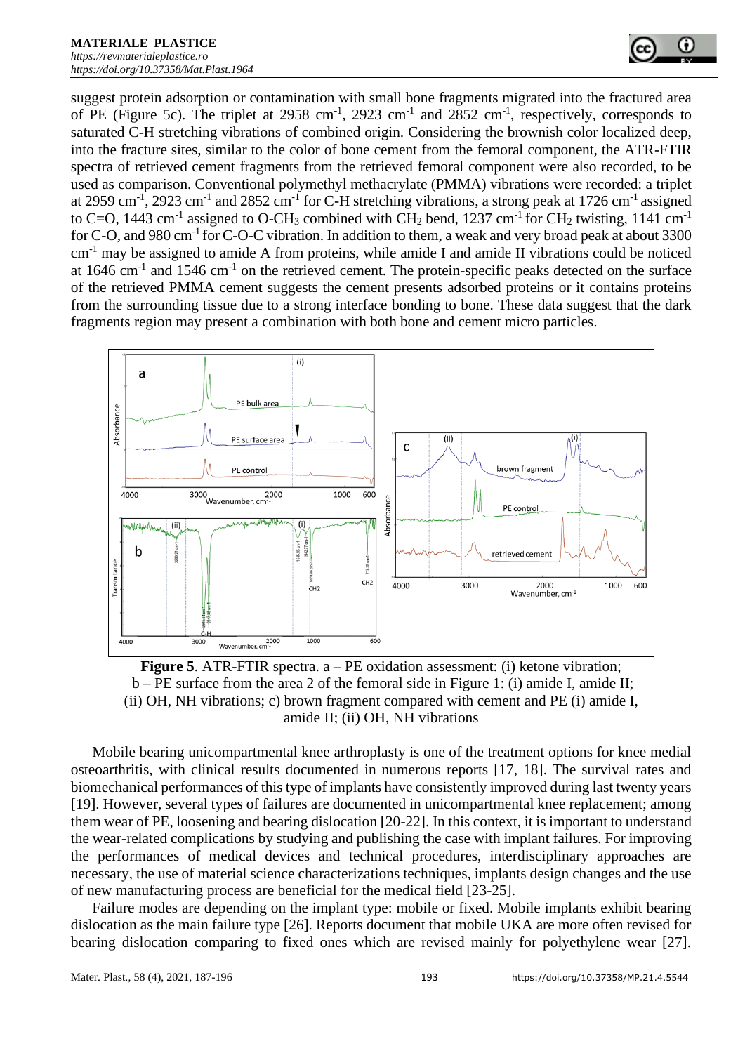suggest protein adsorption or contamination with small bone fragments migrated into the fractured area of PE (Figure 5c). The triplet at 2958 $cm^{-1}$, 2923 $cm^{-1}$ and 2852 $cm^{-1}$, respectively, corresponds to saturated C-H stretching vibrations of combined origin. Considering the brownish color localized deep, into the fracture sites, similar to the color of bone cement from the femoral component, the ATR-FTIR spectra of retrieved cement fragments from the retrieved femoral component were also recorded, to be used as comparison. Conventional polymethyl methacrylate (PMMA) vibrations were recorded: a triplet at 2959 $cm^{-1}$, 2923 $cm^{-1}$ and 2852 $cm^{-1}$ for C-H stretching vibrations, a strong peak at 1726 $cm^{-1}$ assigned to C=O, 1443 $cm^{-1}$ assigned to O-$CH_3$ combined with $CH_2$ bend, 1237 $cm^{-1}$ for $CH_2$ twisting, 1141 $cm^{-1}$ for C-O, and 980 $cm^{-1}$ for C-O-C vibration. In addition to them, a weak and very broad peak at about 3300 $cm^{-1}$ may be assigned to amide A from proteins, while amide I and amide II vibrations could be noticed at 1646 $cm^{-1}$ and 1546 $cm^{-1}$ on the retrieved cement. The protein-specific peaks detected on the surface of the retrieved PMMA cement suggests the cement presents adsorbed proteins or it contains proteins from the surrounding tissue due to a strong interface bonding to bone. These data suggest that the dark fragments region may present a combination with both bone and cement micro particles.

**Figure 5**. ATR-FTIR spectra. a – PE oxidation assessment: (i) ketone vibration; b – PE surface from the area 2 of the femoral side in Figure 1: (i) amide I, amide II; (ii) OH, NH vibrations; c) brown fragment compared with cement and PE (i) amide I, amide II; (ii) OH, NH vibrations

Mobile bearing unicompartmental knee arthroplasty is one of the treatment options for knee medial osteoarthritis, with clinical results documented in numerous reports [17, 18]. The survival rates and biomechanical performances of this type of implants have consistently improved during last twenty years [19]. However, several types of failures are documented in unicompartmental knee replacement; among them wear of PE, loosening and bearing dislocation [20-22]. In this context, it is important to understand the wear-related complications by studying and publishing the case with implant failures. For improving the performances of medical devices and technical procedures, interdisciplinary approaches are necessary, the use of material science characterizations techniques, implants design changes and the use of new manufacturing process are beneficial for the medical field [23-25].

Failure modes are depending on the implant type: mobile or fixed. Mobile implants exhibit bearing dislocation as the main failure type [26]. Reports document that mobile UKA are more often revised for bearing dislocation comparing to fixed ones which are revised mainly for polyethylene wear [27].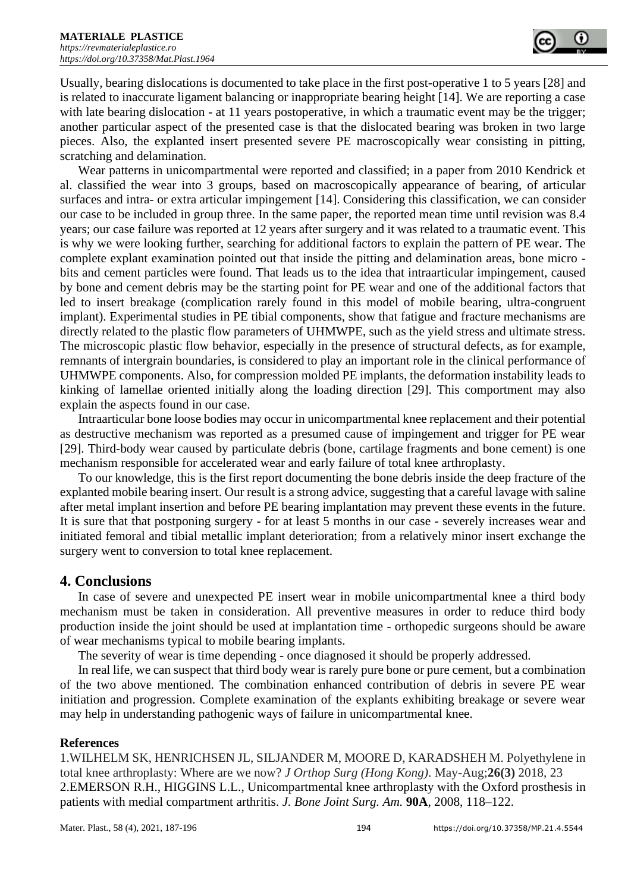Usually, bearing dislocations is documented to take place in the first post-operative 1 to 5 years [28] and is related to inaccurate ligament balancing or inappropriate bearing height [14]. We are reporting a case with late bearing dislocation - at 11 years postoperative, in which a traumatic event may be the trigger; another particular aspect of the presented case is that the dislocated bearing was broken in two large pieces. Also, the explanted insert presented severe PE macroscopically wear consisting in pitting, scratching and delamination.

Wear patterns in unicompartmental were reported and classified; in a paper from 2010 Kendrick et al. classified the wear into 3 groups, based on macroscopically appearance of bearing, of articular surfaces and intra- or extra articular impingement [14]. Considering this classification, we can consider our case to be included in group three. In the same paper, the reported mean time until revision was 8.4 years; our case failure was reported at 12 years after surgery and it was related to a traumatic event. This is why we were looking further, searching for additional factors to explain the pattern of PE wear. The complete explant examination pointed out that inside the pitting and delamination areas, bone micro - bits and cement particles were found. That leads us to the idea that intraarticular impingement, caused by bone and cement debris may be the starting point for PE wear and one of the additional factors that led to insert breakage (complication rarely found in this model of mobile bearing, ultra-congruent implant). Experimental studies in PE tibial components, show that fatigue and fracture mechanisms are directly related to the plastic flow parameters of UHMWPE, such as the yield stress and ultimate stress. The microscopic plastic flow behavior, especially in the presence of structural defects, as for example, remnants of intergrain boundaries, is considered to play an important role in the clinical performance of UHMWPE components. Also, for compression molded PE implants, the deformation instability leads to kinking of lamellae oriented initially along the loading direction [29]. This comportment may also explain the aspects found in our case.

Intraarticular bone loose bodies may occur in unicompartmental knee replacement and their potential as destructive mechanism was reported as a presumed cause of impingement and trigger for PE wear [29]. Third-body wear caused by particulate debris (bone, cartilage fragments and bone cement) is one mechanism responsible for accelerated wear and early failure of total knee arthroplasty.

To our knowledge, this is the first report documenting the bone debris inside the deep fracture of the explanted mobile bearing insert. Our result is a strong advice, suggesting that a careful lavage with saline after metal implant insertion and before PE bearing implantation may prevent these events in the future. It is sure that that postponing surgery - for at least 5 months in our case - severely increases wear and initiated femoral and tibial metallic implant deterioration; from a relatively minor insert exchange the surgery went to conversion to total knee replacement.

## 4. Conclusions

In case of severe and unexpected PE insert wear in mobile unicompartmental knee a third body mechanism must be taken in consideration. All preventive measures in order to reduce third body production inside the joint should be used at implantation time - orthopedic surgeons should be aware of wear mechanisms typical to mobile bearing implants.

The severity of wear is time depending - once diagnosed it should be properly addressed.

In real life, we can suspect that third body wear is rarely pure bone or pure cement, but a combination of the two above mentioned. The combination enhanced contribution of debris in severe PE wear initiation and progression. Complete examination of the explants exhibiting breakage or severe wear may help in understanding pathogenic ways of failure in unicompartmental knee.

**References**

1.WILHELM SK, HENRICHSEN JL, SILJANDER M, MOORE D, KARADSHEH M. Polyethylene in total knee arthroplasty: Where are we now? *J Orthop Surg (Hong Kong)*. May-Aug;**26(3)** 2018, 23

2.EMERSON R.H., HIGGINS L.L., Unicompartmental knee arthroplasty with the Oxford prosthesis in patients with medial compartment arthritis. *J. Bone Joint Surg. Am.* **90A**, 2008, 118–122.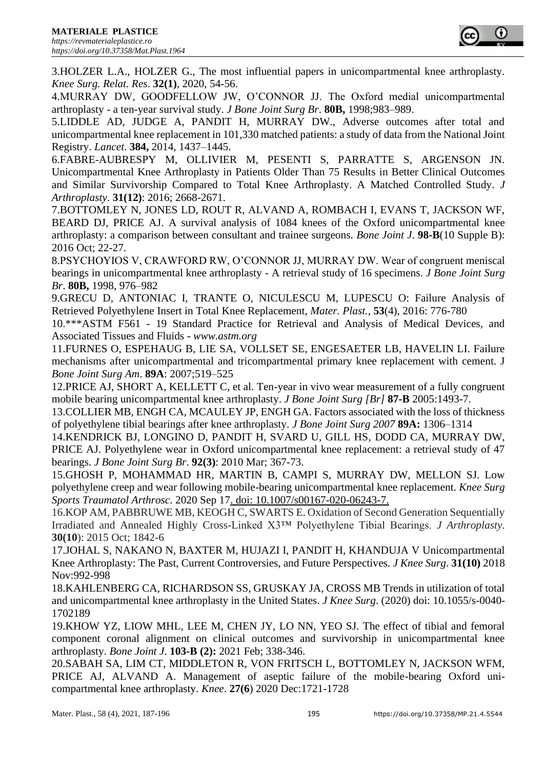3.HOLZER L.A., HOLZER G., The most influential papers in unicompartmental knee arthroplasty. *Knee Surg. Relat. Res*. **32(1)**, 2020, 54-56.

4.MURRAY DW, GOODFELLOW JW, O'CONNOR JJ. The Oxford medial unicompartmental arthroplasty - a ten-year survival study. *J Bone Joint Surg Br*. **80B,** 1998;983–989.

5.LIDDLE AD, JUDGE A, PANDIT H, MURRAY DW., Adverse outcomes after total and unicompartmental knee replacement in 101,330 matched patients: a study of data from the National Joint Registry. *Lancet*. **384,** 2014, 1437–1445.

6.FABRE-AUBRESPY M, OLLIVIER M, PESENTI S, PARRATTE S, ARGENSON JN. Unicompartmental Knee Arthroplasty in Patients Older Than 75 Results in Better Clinical Outcomes and Similar Survivorship Compared to Total Knee Arthroplasty. A Matched Controlled Study. *J Arthroplasty*. **31(12)**: 2016; 2668-2671.

7.BOTTOMLEY N, JONES LD, ROUT R, ALVAND A, ROMBACH I, EVANS T, JACKSON WF, BEARD DJ, PRICE AJ. A survival analysis of 1084 knees of the Oxford unicompartmental knee arthroplasty: a comparison between consultant and trainee surgeons. *Bone Joint J*. **98-B**(10 Supple B): 2016 Oct; 22-27.

8.PSYCHOYIOS V, CRAWFORD RW, O'CONNOR JJ, MURRAY DW. Wear of congruent meniscal bearings in unicompartmental knee arthroplasty - A retrieval study of 16 specimens. *J Bone Joint Surg Br*. **80B,** 1998, 976–982

9.GRECU D, ANTONIAC I, TRANTE O, NICULESCU M, LUPESCU O: Failure Analysis of Retrieved Polyethylene Insert in Total Knee Replacement, *Mater. Plast.*, **53**(4), 2016: 776-780

10.***ASTM F561 - 19 Standard Practice for Retrieval and Analysis of Medical Devices, and Associated Tissues and Fluids - *www.astm.org*

11.FURNES O, ESPEHAUG B, LIE SA, VOLLSET SE, ENGESAETER LB, HAVELIN LI. Failure mechanisms after unicompartmental and tricompartmental primary knee replacement with cement. J *Bone Joint Surg Am*. **89A**: 2007;519–525

12.PRICE AJ, SHORT A, KELLETT C, et al. Ten-year in vivo wear measurement of a fully congruent mobile bearing unicompartmental knee arthroplasty. *J Bone Joint Surg [Br]* **87-B** 2005:1493-7.

13.COLLIER MB, ENGH CA, MCAULEY JP, ENGH GA. Factors associated with the loss of thickness of polyethylene tibial bearings after knee arthroplasty. *J Bone Joint Surg 2007* **89A:** 1306–1314

14.KENDRICK BJ, LONGINO D, PANDIT H, SVARD U, GILL HS, DODD CA, MURRAY DW, PRICE AJ. Polyethylene wear in Oxford unicompartmental knee replacement: a retrieval study of 47 bearings. *J Bone Joint Surg Br*. **92(3)**: 2010 Mar; 367-73.

15.GHOSH P, MOHAMMAD HR, MARTIN B, CAMPI S, MURRAY DW, MELLON SJ. Low polyethylene creep and wear following mobile-bearing unicompartmental knee replacement. *Knee Surg Sports Traumatol Arthrosc*. 2020 Sep 17. doi: 10.1007/s00167-020-06243-7.

16.KOP AM, PABBRUWE MB, KEOGH C, SWARTS E. Oxidation of Second Generation Sequentially Irradiated and Annealed Highly Cross-Linked X3™ Polyethylene Tibial Bearings. *J Arthroplasty*. **30(10**): 2015 Oct; 1842-6

17.JOHAL S, NAKANO N, BAXTER M, HUJAZI I, PANDIT H, KHANDUJA V Unicompartmental Knee Arthroplasty: The Past, Current Controversies, and Future Perspectives. *J Knee Surg*. **31(10)** 2018 Nov:992-998

18.KAHLENBERG CA, RICHARDSON SS, GRUSKAY JA, CROSS MB Trends in utilization of total and unicompartmental knee arthroplasty in the United States. *J Knee Surg*. (2020) doi: 10.1055/s-0040-1702189

19.KHOW YZ, LIOW MHL, LEE M, CHEN JY, LO NN, YEO SJ. The effect of tibial and femoral component coronal alignment on clinical outcomes and survivorship in unicompartmental knee arthroplasty. *Bone Joint J*. **103-B (2):** 2021 Feb; 338-346.

20.SABAH SA, LIM CT, MIDDLETON R, VON FRITSCH L, BOTTOMLEY N, JACKSON WFM, PRICE AJ, ALVAND A. Management of aseptic failure of the mobile-bearing Oxford unicompartmental knee arthroplasty. *Knee*. **27(6**) 2020 Dec:1721-1728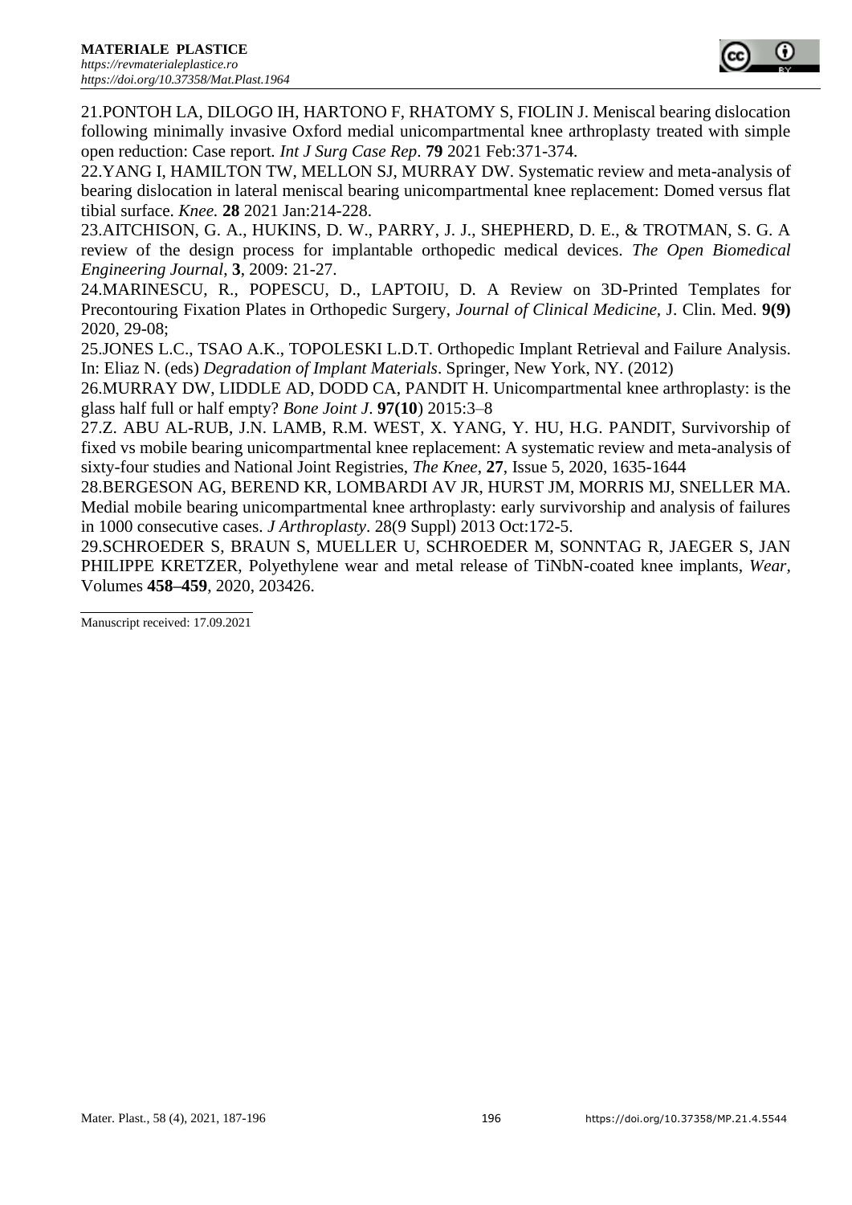21.PONTOH LA, DILOGO IH, HARTONO F, RHATOMY S, FIOLIN J. Meniscal bearing dislocation following minimally invasive Oxford medial unicompartmental knee arthroplasty treated with simple open reduction: Case report. *Int J Surg Case Rep*. **79** 2021 Feb:371-374.

22.YANG I, HAMILTON TW, MELLON SJ, MURRAY DW. Systematic review and meta-analysis of bearing dislocation in lateral meniscal bearing unicompartmental knee replacement: Domed versus flat tibial surface. *Knee.* **28** 2021 Jan:214-228.

23.AITCHISON, G. A., HUKINS, D. W., PARRY, J. J., SHEPHERD, D. E., & TROTMAN, S. G. A review of the design process for implantable orthopedic medical devices. *The Open Biomedical Engineering Journal*, **3**, 2009: 21-27.

24.MARINESCU, R., POPESCU, D., LAPTOIU, D. A Review on 3D-Printed Templates for Precontouring Fixation Plates in Orthopedic Surgery, *Journal of Clinical Medicine,* J. Clin. Med. **9(9)** 2020, 29-08;

25.JONES L.C., TSAO A.K., TOPOLESKI L.D.T. Orthopedic Implant Retrieval and Failure Analysis. In: Eliaz N. (eds) *Degradation of Implant Materials*. Springer, New York, NY. (2012)

26.MURRAY DW, LIDDLE AD, DODD CA, PANDIT H. Unicompartmental knee arthroplasty: is the glass half full or half empty? *Bone Joint J*. **97(10**) 2015:3–8

27.Z. ABU AL-RUB, J.N. LAMB, R.M. WEST, X. YANG, Y. HU, H.G. PANDIT, Survivorship of fixed vs mobile bearing unicompartmental knee replacement: A systematic review and meta-analysis of sixty-four studies and National Joint Registries, *The Knee*, **27**, Issue 5, 2020, 1635-1644

28.BERGESON AG, BEREND KR, LOMBARDI AV JR, HURST JM, MORRIS MJ, SNELLER MA. Medial mobile bearing unicompartmental knee arthroplasty: early survivorship and analysis of failures in 1000 consecutive cases. *J Arthroplasty*. 28(9 Suppl) 2013 Oct:172-5.

29.SCHROEDER S, BRAUN S, MUELLER U, SCHROEDER M, SONNTAG R, JAEGER S, JAN PHILIPPE KRETZER, Polyethylene wear and metal release of TiNbN-coated knee implants, *Wear*, Volumes **458–459**, 2020, 203426.

Manuscript received: 17.09.2021